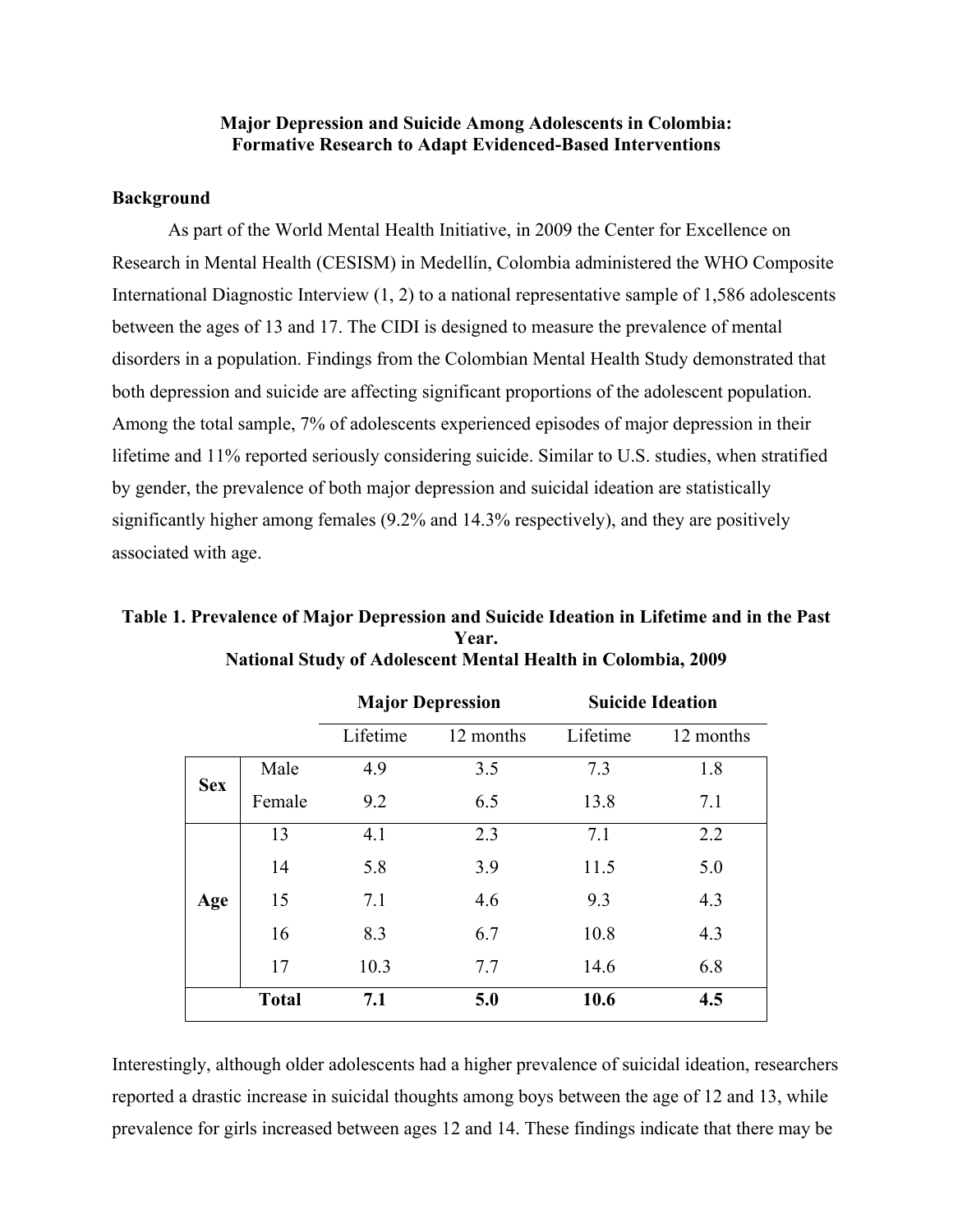# Major Depression and Suicide Among Adolescents in Colombia: Formative Research to Adapt Evidenced-Based Interventions

## Background

As part of the World Mental Health Initiative, in 2009 the Center for Excellence on Research in Mental Health (CESISM) in Medellín, Colombia administered the WHO Composite International Diagnostic Interview (1, 2) to a national representative sample of 1,586 adolescents between the ages of 13 and 17. The CIDI is designed to measure the prevalence of mental disorders in a population. Findings from the Colombian Mental Health Study demonstrated that both depression and suicide are affecting significant proportions of the adolescent population. Among the total sample, 7% of adolescents experienced episodes of major depression in their lifetime and 11% reported seriously considering suicide. Similar to U.S. studies, when stratified by gender, the prevalence of both major depression and suicidal ideation are statistically significantly higher among females (9.2% and 14.3% respectively), and they are positively associated with age.

**Table 1. Prevalence of Major Depression and Suicide Ideation in Lifetime and in the Past Year. National Study of Adolescent Mental Health in Colombia, 2009**

| | | **Major Depression** | | **Suicide Ideation** | |
|---|---|---|---|---|---|
| | | Lifetime | 12 months | Lifetime | 12 months |
| **Sex** | Male | 4.9 | 3.5 | 7.3 | 1.8 |
| | Female | 9.2 | 6.5 | 13.8 | 7.1 |
| **Age** | 13 | 4.1 | 2.3 | 7.1 | 2.2 |
| | 14 | 5.8 | 3.9 | 11.5 | 5.0 |
| | 15 | 7.1 | 4.6 | 9.3 | 4.3 |
| | 16 | 8.3 | 6.7 | 10.8 | 4.3 |
| | 17 | 10.3 | 7.7 | 14.6 | 6.8 |
| | **Total** | **7.1** | **5.0** | **10.6** | **4.5** |

Interestingly, although older adolescents had a higher prevalence of suicidal ideation, researchers reported a drastic increase in suicidal thoughts among boys between the age of 12 and 13, while prevalence for girls increased between ages 12 and 14. These findings indicate that there may be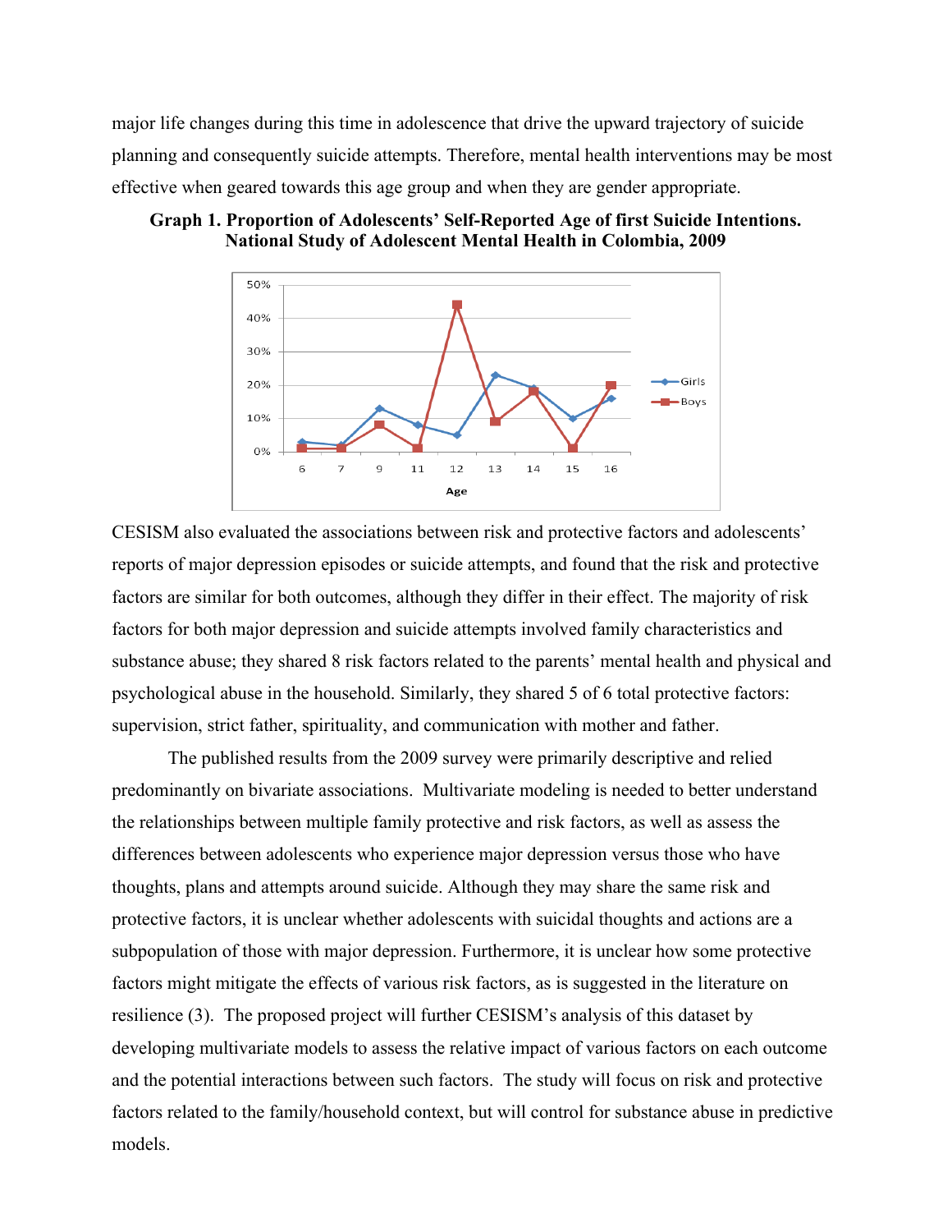major life changes during this time in adolescence that drive the upward trajectory of suicide planning and consequently suicide attempts. Therefore, mental health interventions may be most effective when geared towards this age group and when they are gender appropriate.

**Graph 1. Proportion of Adolescents' Self-Reported Age of first Suicide Intentions. National Study of Adolescent Mental Health in Colombia, 2009**

CESISM also evaluated the associations between risk and protective factors and adolescents' reports of major depression episodes or suicide attempts, and found that the risk and protective factors are similar for both outcomes, although they differ in their effect. The majority of risk factors for both major depression and suicide attempts involved family characteristics and substance abuse; they shared 8 risk factors related to the parents' mental health and physical and psychological abuse in the household. Similarly, they shared 5 of 6 total protective factors: supervision, strict father, spirituality, and communication with mother and father.

The published results from the 2009 survey were primarily descriptive and relied predominantly on bivariate associations. Multivariate modeling is needed to better understand the relationships between multiple family protective and risk factors, as well as assess the differences between adolescents who experience major depression versus those who have thoughts, plans and attempts around suicide. Although they may share the same risk and protective factors, it is unclear whether adolescents with suicidal thoughts and actions are a subpopulation of those with major depression. Furthermore, it is unclear how some protective factors might mitigate the effects of various risk factors, as is suggested in the literature on resilience (3). The proposed project will further CESISM's analysis of this dataset by developing multivariate models to assess the relative impact of various factors on each outcome and the potential interactions between such factors. The study will focus on risk and protective factors related to the family/household context, but will control for substance abuse in predictive models.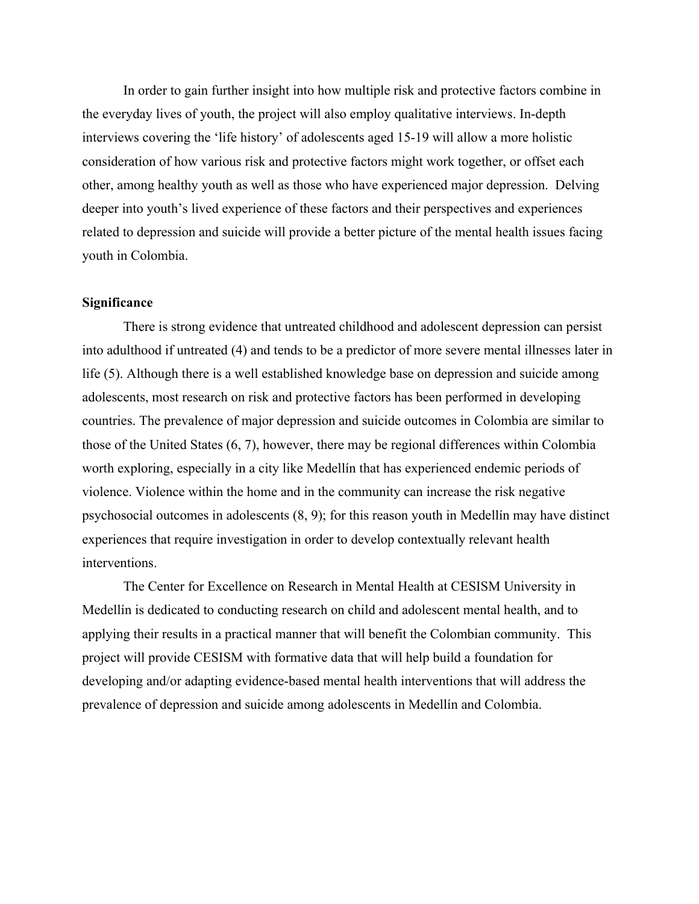In order to gain further insight into how multiple risk and protective factors combine in the everyday lives of youth, the project will also employ qualitative interviews. In-depth interviews covering the 'life history' of adolescents aged 15-19 will allow a more holistic consideration of how various risk and protective factors might work together, or offset each other, among healthy youth as well as those who have experienced major depression. Delving deeper into youth's lived experience of these factors and their perspectives and experiences related to depression and suicide will provide a better picture of the mental health issues facing youth in Colombia.

**Significance**

There is strong evidence that untreated childhood and adolescent depression can persist into adulthood if untreated (4) and tends to be a predictor of more severe mental illnesses later in life (5). Although there is a well established knowledge base on depression and suicide among adolescents, most research on risk and protective factors has been performed in developing countries. The prevalence of major depression and suicide outcomes in Colombia are similar to those of the United States (6, 7), however, there may be regional differences within Colombia worth exploring, especially in a city like Medellín that has experienced endemic periods of violence. Violence within the home and in the community can increase the risk negative psychosocial outcomes in adolescents (8, 9); for this reason youth in Medellín may have distinct experiences that require investigation in order to develop contextually relevant health interventions.

The Center for Excellence on Research in Mental Health at CESISM University in Medellín is dedicated to conducting research on child and adolescent mental health, and to applying their results in a practical manner that will benefit the Colombian community. This project will provide CESISM with formative data that will help build a foundation for developing and/or adapting evidence-based mental health interventions that will address the prevalence of depression and suicide among adolescents in Medellín and Colombia.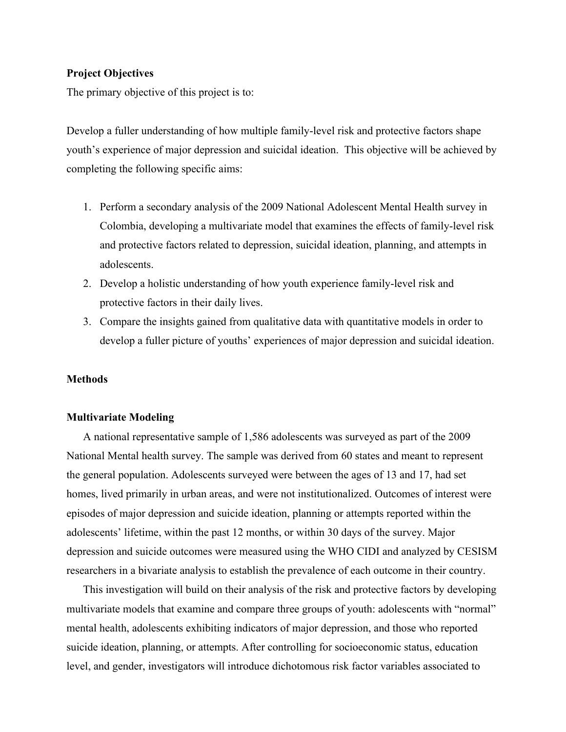**Project Objectives**

The primary objective of this project is to:

Develop a fuller understanding of how multiple family-level risk and protective factors shape youth's experience of major depression and suicidal ideation. This objective will be achieved by completing the following specific aims:

1. Perform a secondary analysis of the 2009 National Adolescent Mental Health survey in Colombia, developing a multivariate model that examines the effects of family-level risk and protective factors related to depression, suicidal ideation, planning, and attempts in adolescents.
2. Develop a holistic understanding of how youth experience family-level risk and protective factors in their daily lives.
3. Compare the insights gained from qualitative data with quantitative models in order to develop a fuller picture of youths' experiences of major depression and suicidal ideation.

**Methods**

**Multivariate Modeling**

A national representative sample of 1,586 adolescents was surveyed as part of the 2009 National Mental health survey. The sample was derived from 60 states and meant to represent the general population. Adolescents surveyed were between the ages of 13 and 17, had set homes, lived primarily in urban areas, and were not institutionalized. Outcomes of interest were episodes of major depression and suicide ideation, planning or attempts reported within the adolescents' lifetime, within the past 12 months, or within 30 days of the survey. Major depression and suicide outcomes were measured using the WHO CIDI and analyzed by CESISM researchers in a bivariate analysis to establish the prevalence of each outcome in their country.

This investigation will build on their analysis of the risk and protective factors by developing multivariate models that examine and compare three groups of youth: adolescents with "normal" mental health, adolescents exhibiting indicators of major depression, and those who reported suicide ideation, planning, or attempts. After controlling for socioeconomic status, education level, and gender, investigators will introduce dichotomous risk factor variables associated to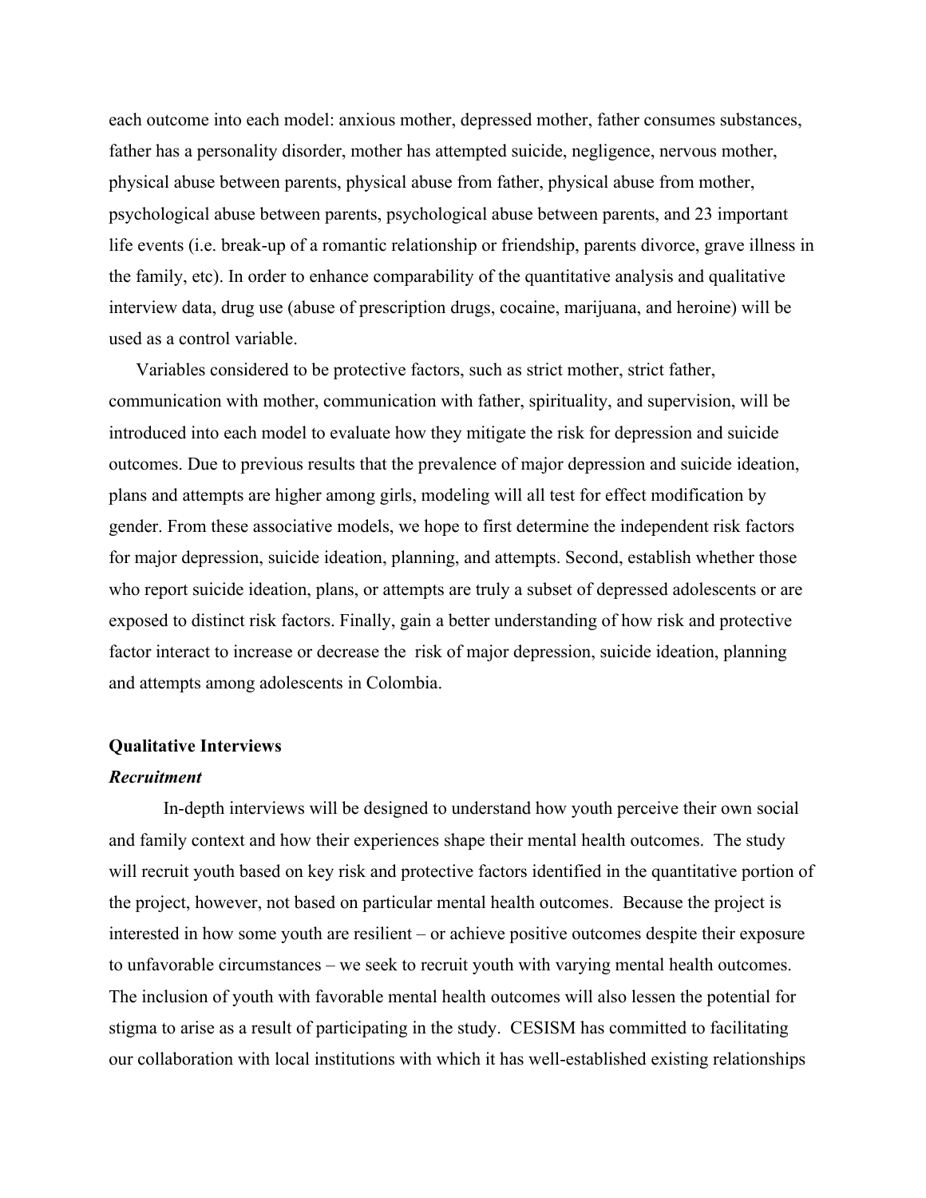each outcome into each model: anxious mother, depressed mother, father consumes substances, father has a personality disorder, mother has attempted suicide, negligence, nervous mother, physical abuse between parents, physical abuse from father, physical abuse from mother, psychological abuse between parents, psychological abuse between parents, and 23 important life events (i.e. break-up of a romantic relationship or friendship, parents divorce, grave illness in the family, etc). In order to enhance comparability of the quantitative analysis and qualitative interview data, drug use (abuse of prescription drugs, cocaine, marijuana, and heroine) will be used as a control variable.

Variables considered to be protective factors, such as strict mother, strict father, communication with mother, communication with father, spirituality, and supervision, will be introduced into each model to evaluate how they mitigate the risk for depression and suicide outcomes. Due to previous results that the prevalence of major depression and suicide ideation, plans and attempts are higher among girls, modeling will all test for effect modification by gender. From these associative models, we hope to first determine the independent risk factors for major depression, suicide ideation, planning, and attempts. Second, establish whether those who report suicide ideation, plans, or attempts are truly a subset of depressed adolescents or are exposed to distinct risk factors. Finally, gain a better understanding of how risk and protective factor interact to increase or decrease the risk of major depression, suicide ideation, planning and attempts among adolescents in Colombia.

**Qualitative Interviews**

***Recruitment***

In-depth interviews will be designed to understand how youth perceive their own social and family context and how their experiences shape their mental health outcomes. The study will recruit youth based on key risk and protective factors identified in the quantitative portion of the project, however, not based on particular mental health outcomes. Because the project is interested in how some youth are resilient – or achieve positive outcomes despite their exposure to unfavorable circumstances – we seek to recruit youth with varying mental health outcomes. The inclusion of youth with favorable mental health outcomes will also lessen the potential for stigma to arise as a result of participating in the study. CESISM has committed to facilitating our collaboration with local institutions with which it has well-established existing relationships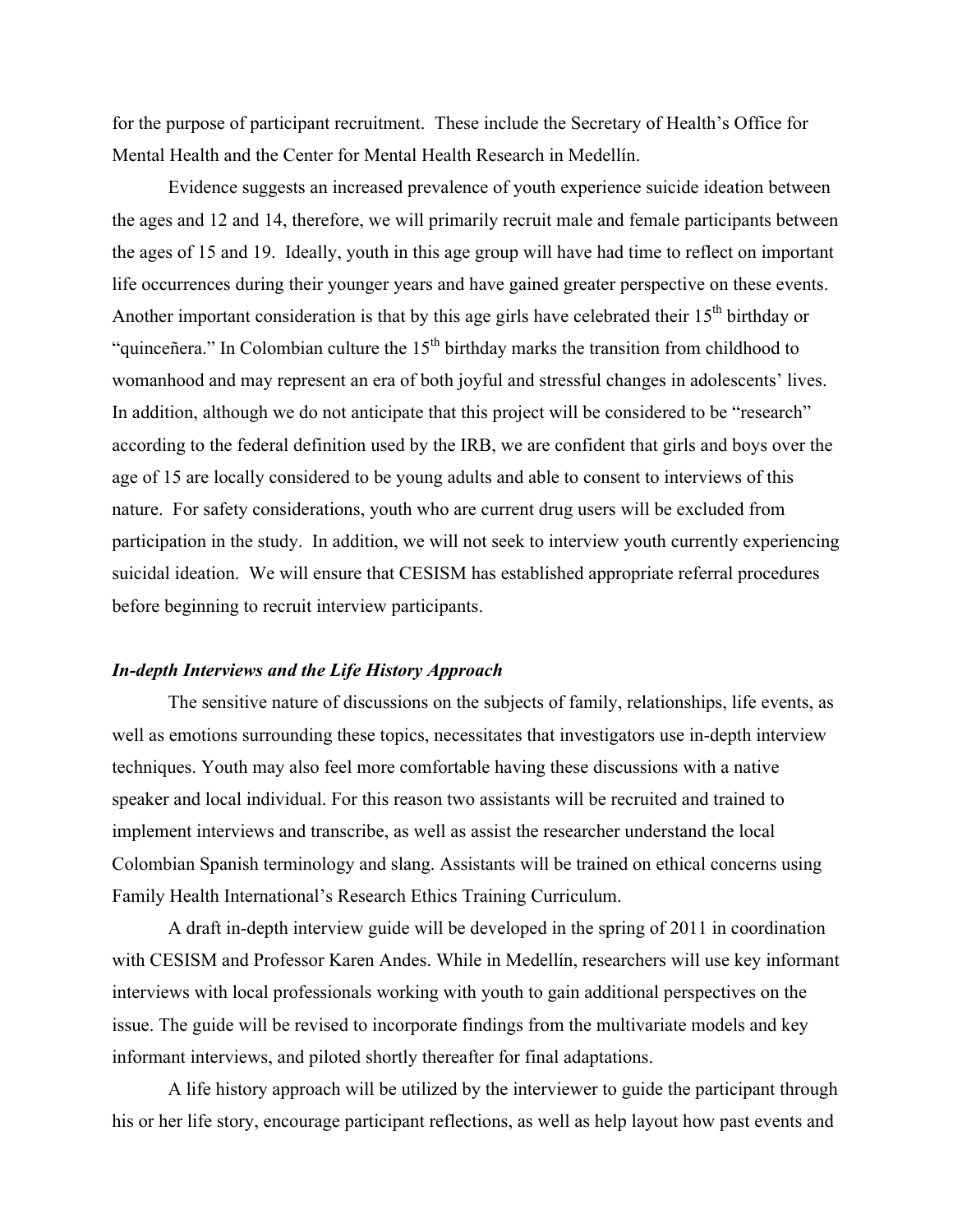for the purpose of participant recruitment. These include the Secretary of Health's Office for Mental Health and the Center for Mental Health Research in Medellín.

Evidence suggests an increased prevalence of youth experience suicide ideation between the ages and 12 and 14, therefore, we will primarily recruit male and female participants between the ages of 15 and 19. Ideally, youth in this age group will have had time to reflect on important life occurrences during their younger years and have gained greater perspective on these events. Another important consideration is that by this age girls have celebrated their 15th birthday or "quinceñera." In Colombian culture the 15th birthday marks the transition from childhood to womanhood and may represent an era of both joyful and stressful changes in adolescents' lives. In addition, although we do not anticipate that this project will be considered to be "research" according to the federal definition used by the IRB, we are confident that girls and boys over the age of 15 are locally considered to be young adults and able to consent to interviews of this nature. For safety considerations, youth who are current drug users will be excluded from participation in the study. In addition, we will not seek to interview youth currently experiencing suicidal ideation. We will ensure that CESISM has established appropriate referral procedures before beginning to recruit interview participants.

***In-depth Interviews and the Life History Approach***

The sensitive nature of discussions on the subjects of family, relationships, life events, as well as emotions surrounding these topics, necessitates that investigators use in-depth interview techniques. Youth may also feel more comfortable having these discussions with a native speaker and local individual. For this reason two assistants will be recruited and trained to implement interviews and transcribe, as well as assist the researcher understand the local Colombian Spanish terminology and slang. Assistants will be trained on ethical concerns using Family Health International's Research Ethics Training Curriculum.

A draft in-depth interview guide will be developed in the spring of 2011 in coordination with CESISM and Professor Karen Andes. While in Medellín, researchers will use key informant interviews with local professionals working with youth to gain additional perspectives on the issue. The guide will be revised to incorporate findings from the multivariate models and key informant interviews, and piloted shortly thereafter for final adaptations.

A life history approach will be utilized by the interviewer to guide the participant through his or her life story, encourage participant reflections, as well as help layout how past events and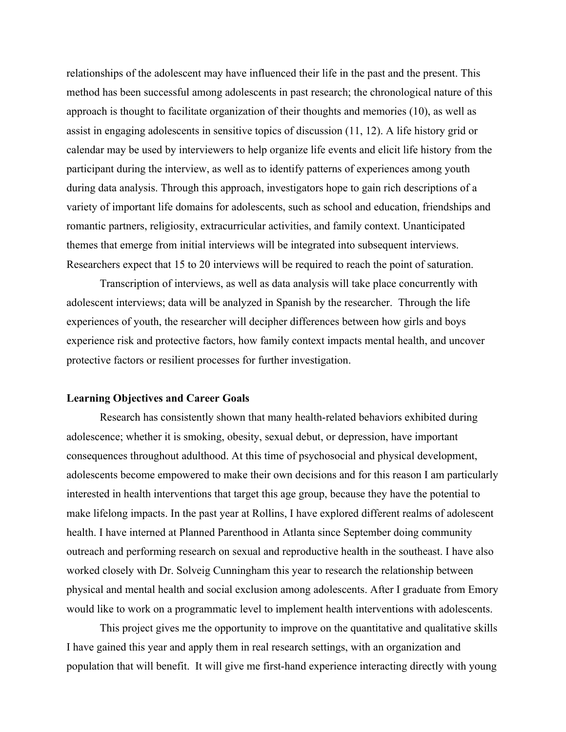relationships of the adolescent may have influenced their life in the past and the present. This method has been successful among adolescents in past research; the chronological nature of this approach is thought to facilitate organization of their thoughts and memories (10), as well as assist in engaging adolescents in sensitive topics of discussion (11, 12). A life history grid or calendar may be used by interviewers to help organize life events and elicit life history from the participant during the interview, as well as to identify patterns of experiences among youth during data analysis. Through this approach, investigators hope to gain rich descriptions of a variety of important life domains for adolescents, such as school and education, friendships and romantic partners, religiosity, extracurricular activities, and family context. Unanticipated themes that emerge from initial interviews will be integrated into subsequent interviews. Researchers expect that 15 to 20 interviews will be required to reach the point of saturation.

Transcription of interviews, as well as data analysis will take place concurrently with adolescent interviews; data will be analyzed in Spanish by the researcher. Through the life experiences of youth, the researcher will decipher differences between how girls and boys experience risk and protective factors, how family context impacts mental health, and uncover protective factors or resilient processes for further investigation.

**Learning Objectives and Career Goals**

Research has consistently shown that many health-related behaviors exhibited during adolescence; whether it is smoking, obesity, sexual debut, or depression, have important consequences throughout adulthood. At this time of psychosocial and physical development, adolescents become empowered to make their own decisions and for this reason I am particularly interested in health interventions that target this age group, because they have the potential to make lifelong impacts. In the past year at Rollins, I have explored different realms of adolescent health. I have interned at Planned Parenthood in Atlanta since September doing community outreach and performing research on sexual and reproductive health in the southeast. I have also worked closely with Dr. Solveig Cunningham this year to research the relationship between physical and mental health and social exclusion among adolescents. After I graduate from Emory would like to work on a programmatic level to implement health interventions with adolescents.

This project gives me the opportunity to improve on the quantitative and qualitative skills I have gained this year and apply them in real research settings, with an organization and population that will benefit. It will give me first-hand experience interacting directly with young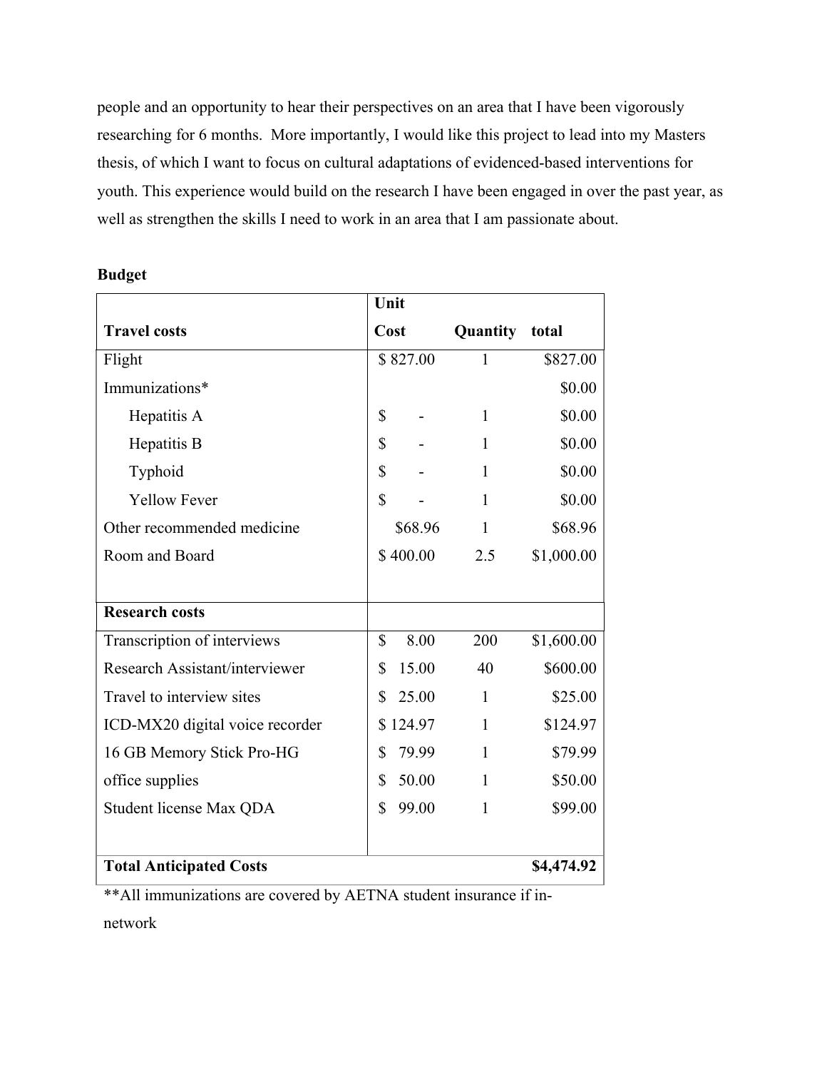people and an opportunity to hear their perspectives on an area that I have been vigorously researching for 6 months. More importantly, I would like this project to lead into my Masters thesis, of which I want to focus on cultural adaptations of evidenced-based interventions for youth. This experience would build on the research I have been engaged in over the past year, as well as strengthen the skills I need to work in an area that I am passionate about.

**Budget**

| **Travel costs** | **Unit Cost** | **Quantity** | **total** |
|---|---|---|---|
| Flight | $ 827.00 | 1 | $827.00 |
| Immunizations* | | | $0.00 |
| Hepatitis A | $ - | 1 | $0.00 |
| Hepatitis B | $ - | 1 | $0.00 |
| Typhoid | $ - | 1 | $0.00 |
| Yellow Fever | $ - | 1 | $0.00 |
| Other recommended medicine | $68.96 | 1 | $68.96 |
| Room and Board | $ 400.00 | 2.5 | $1,000.00 |
| **Research costs** | | | |
| Transcription of interviews | $ 8.00 | 200 | $1,600.00 |
| Research Assistant/interviewer | $ 15.00 | 40 | $600.00 |
| Travel to interview sites | $ 25.00 | 1 | $25.00 |
| ICD-MX20 digital voice recorder | $ 124.97 | 1 | $124.97 |
| 16 GB Memory Stick Pro-HG | $ 79.99 | 1 | $79.99 |
| office supplies | $ 50.00 | 1 | $50.00 |
| Student license Max QDA | $ 99.00 | 1 | $99.00 |
| **Total Anticipated Costs** | | | **$4,474.92** |

**All immunizations are covered by AETNA student insurance if in-network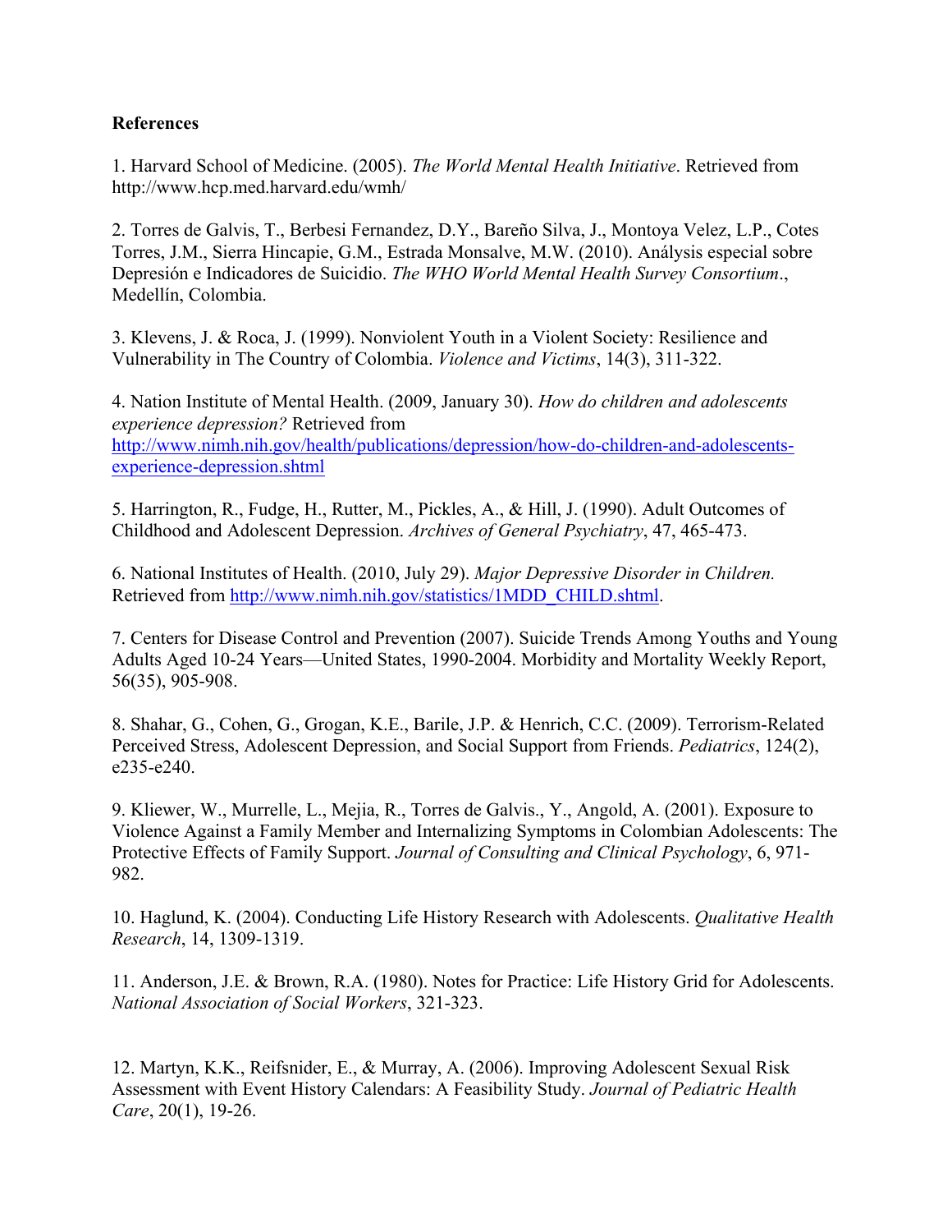**References**

1. Harvard School of Medicine. (2005). *The World Mental Health Initiative*. Retrieved from http://www.hcp.med.harvard.edu/wmh/

2. Torres de Galvis, T., Berbesi Fernandez, D.Y., Bareño Silva, J., Montoya Velez, L.P., Cotes Torres, J.M., Sierra Hincapie, G.M., Estrada Monsalve, M.W. (2010). Análysis especial sobre Depresión e Indicadores de Suicidio. *The WHO World Mental Health Survey Consortium*., Medellín, Colombia.

3. Klevens, J. & Roca, J. (1999). Nonviolent Youth in a Violent Society: Resilience and Vulnerability in The Country of Colombia. *Violence and Victims*, 14(3), 311-322.

4. Nation Institute of Mental Health. (2009, January 30). *How do children and adolescents experience depression?* Retrieved from http://www.nimh.nih.gov/health/publications/depression/how-do-children-and-adolescents-experience-depression.shtml

5. Harrington, R., Fudge, H., Rutter, M., Pickles, A., & Hill, J. (1990). Adult Outcomes of Childhood and Adolescent Depression. *Archives of General Psychiatry*, 47, 465-473.

6. National Institutes of Health. (2010, July 29). *Major Depressive Disorder in Children.* Retrieved from http://www.nimh.nih.gov/statistics/1MDD_CHILD.shtml.

7. Centers for Disease Control and Prevention (2007). Suicide Trends Among Youths and Young Adults Aged 10-24 Years—United States, 1990-2004. Morbidity and Mortality Weekly Report, 56(35), 905-908.

8. Shahar, G., Cohen, G., Grogan, K.E., Barile, J.P. & Henrich, C.C. (2009). Terrorism-Related Perceived Stress, Adolescent Depression, and Social Support from Friends. *Pediatrics*, 124(2), e235-e240.

9. Kliewer, W., Murrelle, L., Mejia, R., Torres de Galvis., Y., Angold, A. (2001). Exposure to Violence Against a Family Member and Internalizing Symptoms in Colombian Adolescents: The Protective Effects of Family Support. *Journal of Consulting and Clinical Psychology*, 6, 971-982.

10. Haglund, K. (2004). Conducting Life History Research with Adolescents. *Qualitative Health Research*, 14, 1309-1319.

11. Anderson, J.E. & Brown, R.A. (1980). Notes for Practice: Life History Grid for Adolescents. *National Association of Social Workers*, 321-323.

12. Martyn, K.K., Reifsnider, E., & Murray, A. (2006). Improving Adolescent Sexual Risk Assessment with Event History Calendars: A Feasibility Study. *Journal of Pediatric Health Care*, 20(1), 19-26.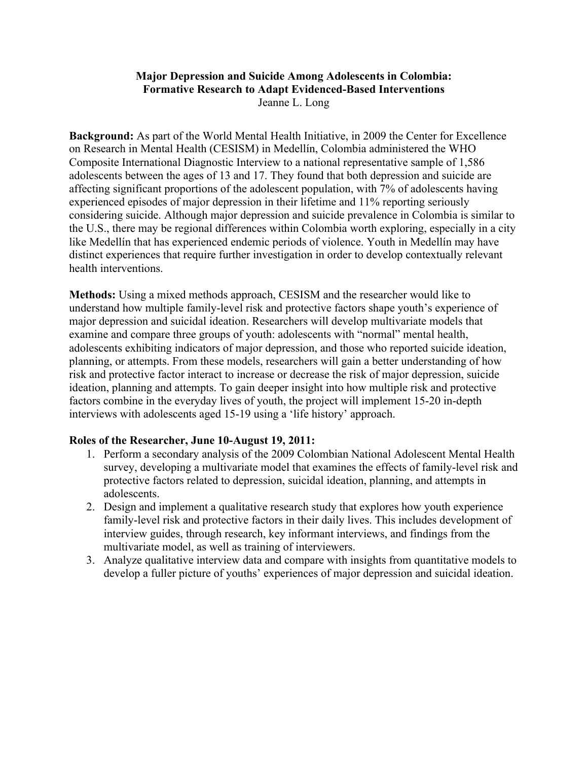**Major Depression and Suicide Among Adolescents in Colombia:**
**Formative Research to Adapt Evidenced-Based Interventions**

Jeanne L. Long

**Background:** As part of the World Mental Health Initiative, in 2009 the Center for Excellence on Research in Mental Health (CESISM) in Medellín, Colombia administered the WHO Composite International Diagnostic Interview to a national representative sample of 1,586 adolescents between the ages of 13 and 17. They found that both depression and suicide are affecting significant proportions of the adolescent population, with 7% of adolescents having experienced episodes of major depression in their lifetime and 11% reporting seriously considering suicide. Although major depression and suicide prevalence in Colombia is similar to the U.S., there may be regional differences within Colombia worth exploring, especially in a city like Medellín that has experienced endemic periods of violence. Youth in Medellín may have distinct experiences that require further investigation in order to develop contextually relevant health interventions.

**Methods:** Using a mixed methods approach, CESISM and the researcher would like to understand how multiple family-level risk and protective factors shape youth's experience of major depression and suicidal ideation. Researchers will develop multivariate models that examine and compare three groups of youth: adolescents with "normal" mental health, adolescents exhibiting indicators of major depression, and those who reported suicide ideation, planning, or attempts. From these models, researchers will gain a better understanding of how risk and protective factor interact to increase or decrease the risk of major depression, suicide ideation, planning and attempts. To gain deeper insight into how multiple risk and protective factors combine in the everyday lives of youth, the project will implement 15-20 in-depth interviews with adolescents aged 15-19 using a 'life history' approach.

**Roles of the Researcher, June 10-August 19, 2011:**

1. Perform a secondary analysis of the 2009 Colombian National Adolescent Mental Health survey, developing a multivariate model that examines the effects of family-level risk and protective factors related to depression, suicidal ideation, planning, and attempts in adolescents.
2. Design and implement a qualitative research study that explores how youth experience family-level risk and protective factors in their daily lives. This includes development of interview guides, through research, key informant interviews, and findings from the multivariate model, as well as training of interviewers.
3. Analyze qualitative interview data and compare with insights from quantitative models to develop a fuller picture of youths' experiences of major depression and suicidal ideation.